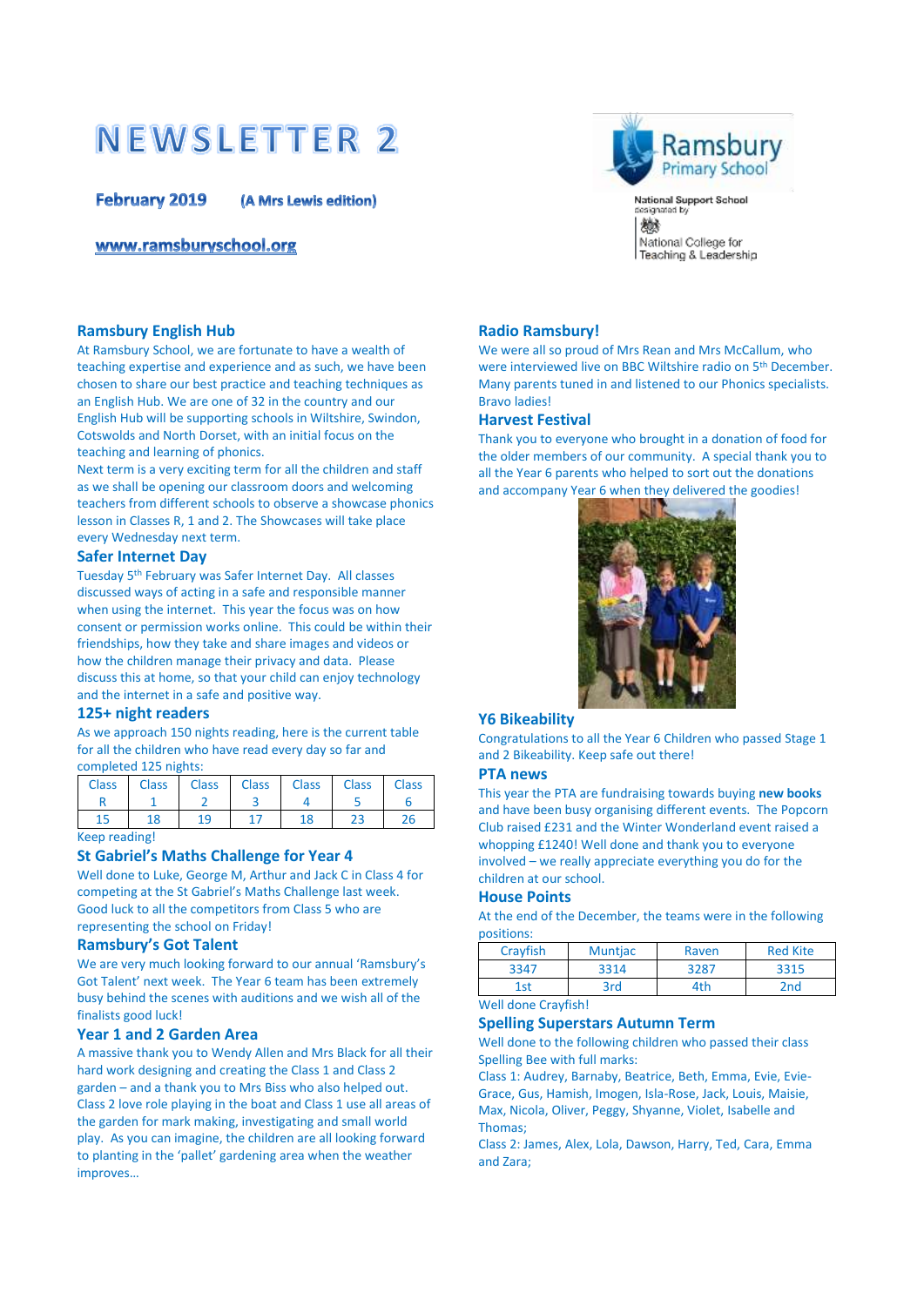# NEWSLETTER 2

**February 2019** **(A Mrs Lewis edition)**

**www.ramsburyschool.org**

Ramsbury Primary School

National Support School designated by National College for Teaching & Leadership

## Ramsbury English Hub

At Ramsbury School, we are fortunate to have a wealth of teaching expertise and experience and as such, we have been chosen to share our best practice and teaching techniques as an English Hub. We are one of 32 in the country and our English Hub will be supporting schools in Wiltshire, Swindon, Cotswolds and North Dorset, with an initial focus on the teaching and learning of phonics.

Next term is a very exciting term for all the children and staff as we shall be opening our classroom doors and welcoming teachers from different schools to observe a showcase phonics lesson in Classes R, 1 and 2. The Showcases will take place every Wednesday next term.

## Safer Internet Day

Tuesday 5th February was Safer Internet Day. All classes discussed ways of acting in a safe and responsible manner when using the internet. This year the focus was on how consent or permission works online. This could be within their friendships, how they take and share images and videos or how the children manage their privacy and data. Please discuss this at home, so that your child can enjoy technology and the internet in a safe and positive way.

## 125+ night readers

As we approach 150 nights reading, here is the current table for all the children who have read every day so far and completed 125 nights:

| Class R | Class 1 | Class 2 | Class 3 | Class 4 | Class 5 | Class 6 |
|---|---|---|---|---|---|---|
| 15 | 18 | 19 | 17 | 18 | 23 | 26 |

Keep reading!

## St Gabriel's Maths Challenge for Year 4

Well done to Luke, George M, Arthur and Jack C in Class 4 for competing at the St Gabriel's Maths Challenge last week. Good luck to all the competitors from Class 5 who are representing the school on Friday!

## Ramsbury's Got Talent

We are very much looking forward to our annual 'Ramsbury's Got Talent' next week. The Year 6 team has been extremely busy behind the scenes with auditions and we wish all of the finalists good luck!

## Year 1 and 2 Garden Area

A massive thank you to Wendy Allen and Mrs Black for all their hard work designing and creating the Class 1 and Class 2 garden – and a thank you to Mrs Biss who also helped out. Class 2 love role playing in the boat and Class 1 use all areas of the garden for mark making, investigating and small world play. As you can imagine, the children are all looking forward to planting in the 'pallet' gardening area when the weather improves…

## Radio Ramsbury!

We were all so proud of Mrs Rean and Mrs McCallum, who were interviewed live on BBC Wiltshire radio on 5th December. Many parents tuned in and listened to our Phonics specialists. Bravo ladies!

## Harvest Festival

Thank you to everyone who brought in a donation of food for the older members of our community. A special thank you to all the Year 6 parents who helped to sort out the donations and accompany Year 6 when they delivered the goodies!

## Y6 Bikeability

Congratulations to all the Year 6 Children who passed Stage 1 and 2 Bikeability. Keep safe out there!

## PTA news

This year the PTA are fundraising towards buying **new books** and have been busy organising different events. The Popcorn Club raised £231 and the Winter Wonderland event raised a whopping £1240! Well done and thank you to everyone involved – we really appreciate everything you do for the children at our school.

## House Points

At the end of the December, the teams were in the following positions:

| Crayfish | Muntjac | Raven | Red Kite |
|---|---|---|---|
| 3347 | 3314 | 3287 | 3315 |
| 1st | 3rd | 4th | 2nd |

Well done Crayfish!

## Spelling Superstars Autumn Term

Well done to the following children who passed their class Spelling Bee with full marks:

Class 1: Audrey, Barnaby, Beatrice, Beth, Emma, Evie, Evie-Grace, Gus, Hamish, Imogen, Isla-Rose, Jack, Louis, Maisie, Max, Nicola, Oliver, Peggy, Shyanne, Violet, Isabelle and Thomas;

Class 2: James, Alex, Lola, Dawson, Harry, Ted, Cara, Emma and Zara;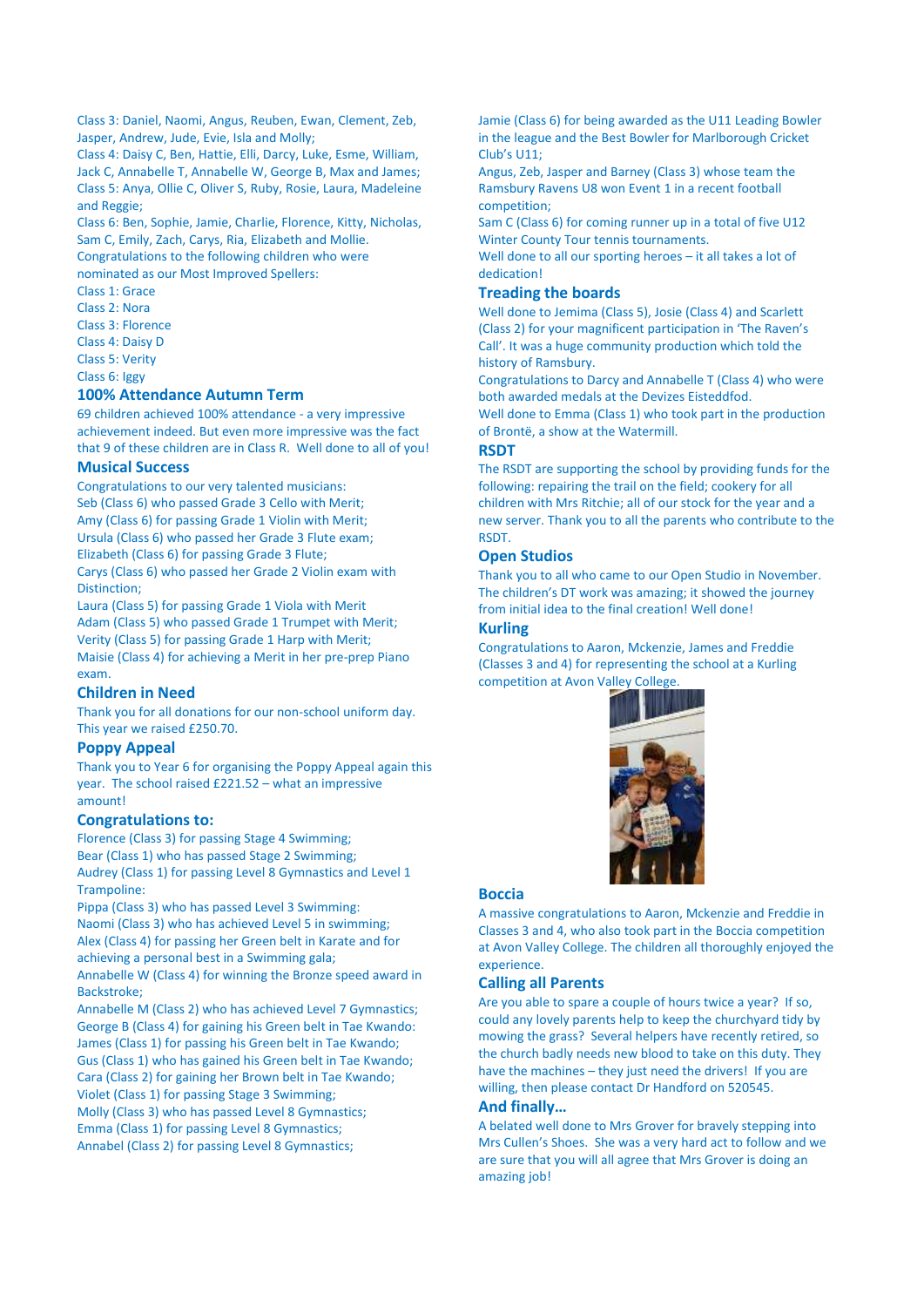Class 3: Daniel, Naomi, Angus, Reuben, Ewan, Clement, Zeb, Jasper, Andrew, Jude, Evie, Isla and Molly;
Class 4: Daisy C, Ben, Hattie, Elli, Darcy, Luke, Esme, William, Jack C, Annabelle T, Annabelle W, George B, Max and James;
Class 5: Anya, Ollie C, Oliver S, Ruby, Rosie, Laura, Madeleine and Reggie;
Class 6: Ben, Sophie, Jamie, Charlie, Florence, Kitty, Nicholas, Sam C, Emily, Zach, Carys, Ria, Elizabeth and Mollie.

Congratulations to the following children who were nominated as our Most Improved Spellers:

Class 1: Grace
Class 2: Nora
Class 3: Florence
Class 4: Daisy D
Class 5: Verity
Class 6: Iggy

## 100% Attendance Autumn Term

69 children achieved 100% attendance - a very impressive achievement indeed. But even more impressive was the fact that 9 of these children are in Class R. Well done to all of you!

## Musical Success

Congratulations to our very talented musicians:
Seb (Class 6) who passed Grade 3 Cello with Merit;
Amy (Class 6) for passing Grade 1 Violin with Merit;
Ursula (Class 6) who passed her Grade 3 Flute exam;
Elizabeth (Class 6) for passing Grade 3 Flute;
Carys (Class 6) who passed her Grade 2 Violin exam with Distinction;
Laura (Class 5) for passing Grade 1 Viola with Merit
Adam (Class 5) who passed Grade 1 Trumpet with Merit;
Verity (Class 5) for passing Grade 1 Harp with Merit;
Maisie (Class 4) for achieving a Merit in her pre-prep Piano exam.

## Children in Need

Thank you for all donations for our non-school uniform day. This year we raised £250.70.

## Poppy Appeal

Thank you to Year 6 for organising the Poppy Appeal again this year. The school raised £221.52 – what an impressive amount!

## Congratulations to:

Florence (Class 3) for passing Stage 4 Swimming;
Bear (Class 1) who has passed Stage 2 Swimming;
Audrey (Class 1) for passing Level 8 Gymnastics and Level 1 Trampoline:
Pippa (Class 3) who has passed Level 3 Swimming:
Naomi (Class 3) who has achieved Level 5 in swimming;
Alex (Class 4) for passing her Green belt in Karate and for achieving a personal best in a Swimming gala;
Annabelle W (Class 4) for winning the Bronze speed award in Backstroke;
Annabelle M (Class 2) who has achieved Level 7 Gymnastics;
George B (Class 4) for gaining his Green belt in Tae Kwando:
James (Class 1) for passing his Green belt in Tae Kwando;
Gus (Class 1) who has gained his Green belt in Tae Kwando;
Cara (Class 2) for gaining her Brown belt in Tae Kwando;
Violet (Class 1) for passing Stage 3 Swimming;
Molly (Class 3) who has passed Level 8 Gymnastics;
Emma (Class 1) for passing Level 8 Gymnastics;
Annabel (Class 2) for passing Level 8 Gymnastics;
Jamie (Class 6) for being awarded as the U11 Leading Bowler in the league and the Best Bowler for Marlborough Cricket Club's U11;
Angus, Zeb, Jasper and Barney (Class 3) whose team the Ramsbury Ravens U8 won Event 1 in a recent football competition;
Sam C (Class 6) for coming runner up in a total of five U12 Winter County Tour tennis tournaments.

Well done to all our sporting heroes – it all takes a lot of dedication!

## Treading the boards

Well done to Jemima (Class 5), Josie (Class 4) and Scarlett (Class 2) for your magnificent participation in 'The Raven's Call'. It was a huge community production which told the history of Ramsbury.

Congratulations to Darcy and Annabelle T (Class 4) who were both awarded medals at the Devizes Eisteddfod.

Well done to Emma (Class 1) who took part in the production of Brontë, a show at the Watermill.

## RSDT

The RSDT are supporting the school by providing funds for the following: repairing the trail on the field; cookery for all children with Mrs Ritchie; all of our stock for the year and a new server. Thank you to all the parents who contribute to the RSDT.

## Open Studios

Thank you to all who came to our Open Studio in November. The children's DT work was amazing; it showed the journey from initial idea to the final creation! Well done!

## Kurling

Congratulations to Aaron, Mckenzie, James and Freddie (Classes 3 and 4) for representing the school at a Kurling competition at Avon Valley College.

## Boccia

A massive congratulations to Aaron, Mckenzie and Freddie in Classes 3 and 4, who also took part in the Boccia competition at Avon Valley College. The children all thoroughly enjoyed the experience.

## Calling all Parents

Are you able to spare a couple of hours twice a year? If so, could any lovely parents help to keep the churchyard tidy by mowing the grass? Several helpers have recently retired, so the church badly needs new blood to take on this duty. They have the machines – they just need the drivers! If you are willing, then please contact Dr Handford on 520545.

## And finally…

A belated well done to Mrs Grover for bravely stepping into Mrs Cullen's Shoes. She was a very hard act to follow and we are sure that you will all agree that Mrs Grover is doing an amazing job!